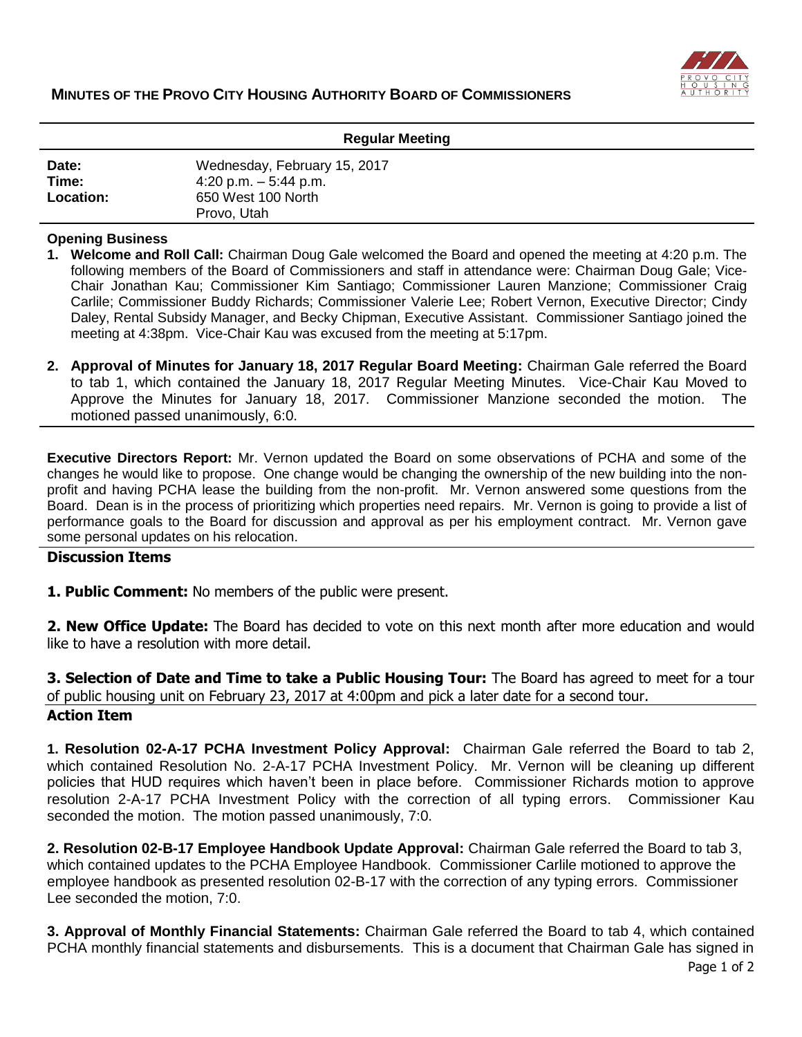# MINUTES OF THE PROVO CITY HOUSING AUTHORITY BOARD OF COMMISSIONERS

**Regular Meeting**

| | |
|---|---|
| **Date:** | Wednesday, February 15, 2017 |
| **Time:** | 4:20 p.m. – 5:44 p.m. |
| **Location:** | 650 West 100 North<br>Provo, Utah |

**Opening Business**

1. **Welcome and Roll Call:** Chairman Doug Gale welcomed the Board and opened the meeting at 4:20 p.m. The following members of the Board of Commissioners and staff in attendance were: Chairman Doug Gale; Vice-Chair Jonathan Kau; Commissioner Kim Santiago; Commissioner Lauren Manzione; Commissioner Craig Carlile; Commissioner Buddy Richards; Commissioner Valerie Lee; Robert Vernon, Executive Director; Cindy Daley, Rental Subsidy Manager, and Becky Chipman, Executive Assistant. Commissioner Santiago joined the meeting at 4:38pm. Vice-Chair Kau was excused from the meeting at 5:17pm.

2. **Approval of Minutes for January 18, 2017 Regular Board Meeting:** Chairman Gale referred the Board to tab 1, which contained the January 18, 2017 Regular Meeting Minutes. Vice-Chair Kau Moved to Approve the Minutes for January 18, 2017. Commissioner Manzione seconded the motion. The motioned passed unanimously, 6:0.

**Executive Directors Report:** Mr. Vernon updated the Board on some observations of PCHA and some of the changes he would like to propose. One change would be changing the ownership of the new building into the non-profit and having PCHA lease the building from the non-profit. Mr. Vernon answered some questions from the Board. Dean is in the process of prioritizing which properties need repairs. Mr. Vernon is going to provide a list of performance goals to the Board for discussion and approval as per his employment contract. Mr. Vernon gave some personal updates on his relocation.

## Discussion Items

**1. Public Comment:** No members of the public were present.

**2. New Office Update:** The Board has decided to vote on this next month after more education and would like to have a resolution with more detail.

**3. Selection of Date and Time to take a Public Housing Tour:** The Board has agreed to meet for a tour of public housing unit on February 23, 2017 at 4:00pm and pick a later date for a second tour.

## Action Item

**1. Resolution 02-A-17 PCHA Investment Policy Approval:** Chairman Gale referred the Board to tab 2, which contained Resolution No. 2-A-17 PCHA Investment Policy. Mr. Vernon will be cleaning up different policies that HUD requires which haven't been in place before. Commissioner Richards motion to approve resolution 2-A-17 PCHA Investment Policy with the correction of all typing errors. Commissioner Kau seconded the motion. The motion passed unanimously, 7:0.

**2. Resolution 02-B-17 Employee Handbook Update Approval:** Chairman Gale referred the Board to tab 3, which contained updates to the PCHA Employee Handbook. Commissioner Carlile motioned to approve the employee handbook as presented resolution 02-B-17 with the correction of any typing errors. Commissioner Lee seconded the motion, 7:0.

**3. Approval of Monthly Financial Statements:** Chairman Gale referred the Board to tab 4, which contained PCHA monthly financial statements and disbursements. This is a document that Chairman Gale has signed in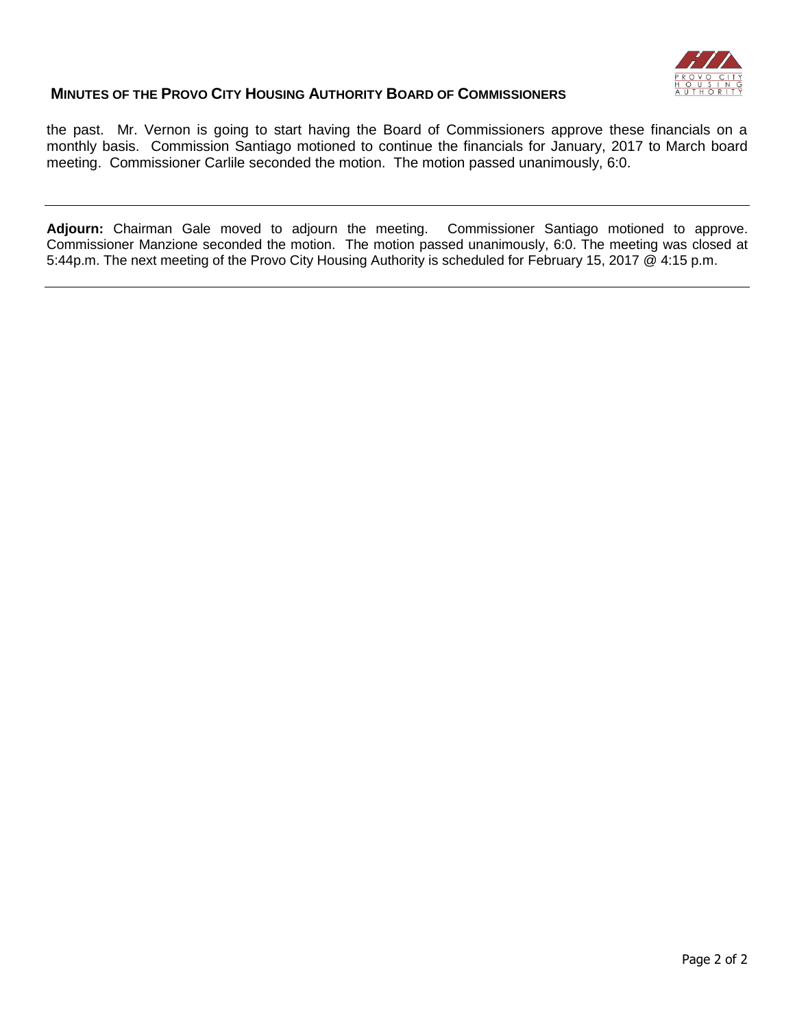the past. Mr. Vernon is going to start having the Board of Commissioners approve these financials on a monthly basis. Commission Santiago motioned to continue the financials for January, 2017 to March board meeting. Commissioner Carlile seconded the motion. The motion passed unanimously, 6:0.

---

**Adjourn:** Chairman Gale moved to adjourn the meeting. Commissioner Santiago motioned to approve. Commissioner Manzione seconded the motion. The motion passed unanimously, 6:0. The meeting was closed at 5:44p.m. The next meeting of the Provo City Housing Authority is scheduled for February 15, 2017 @ 4:15 p.m.

---